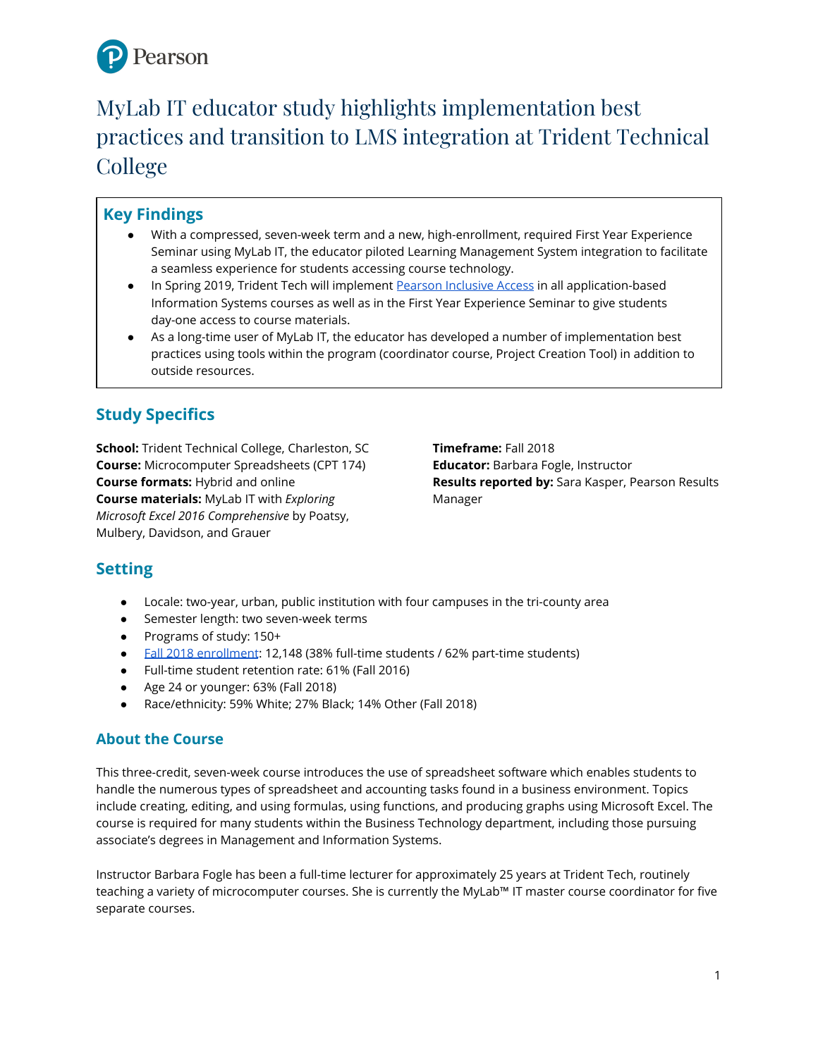# MyLab IT educator study highlights implementation best practices and transition to LMS integration at Trident Technical College

## Key Findings

- With a compressed, seven-week term and a new, high-enrollment, required First Year Experience Seminar using MyLab IT, the educator piloted Learning Management System integration to facilitate a seamless experience for students accessing course technology.
- In Spring 2019, Trident Tech will implement Pearson Inclusive Access in all application-based Information Systems courses as well as in the First Year Experience Seminar to give students day-one access to course materials.
- As a long-time user of MyLab IT, the educator has developed a number of implementation best practices using tools within the program (coordinator course, Project Creation Tool) in addition to outside resources.

## Study Specifics

**School:** Trident Technical College, Charleston, SC
**Course:** Microcomputer Spreadsheets (CPT 174)
**Course formats:** Hybrid and online
**Course materials:** MyLab IT with *Exploring Microsoft Excel 2016 Comprehensive* by Poatsy, Mulbery, Davidson, and Grauer

**Timeframe:** Fall 2018
**Educator:** Barbara Fogle, Instructor
**Results reported by:** Sara Kasper, Pearson Results Manager

## Setting

- Locale: two-year, urban, public institution with four campuses in the tri-county area
- Semester length: two seven-week terms
- Programs of study: 150+
- Fall 2018 enrollment: 12,148 (38% full-time students / 62% part-time students)
- Full-time student retention rate: 61% (Fall 2016)
- Age 24 or younger: 63% (Fall 2018)
- Race/ethnicity: 59% White; 27% Black; 14% Other (Fall 2018)

### About the Course

This three-credit, seven-week course introduces the use of spreadsheet software which enables students to handle the numerous types of spreadsheet and accounting tasks found in a business environment. Topics include creating, editing, and using formulas, using functions, and producing graphs using Microsoft Excel. The course is required for many students within the Business Technology department, including those pursuing associate's degrees in Management and Information Systems.

Instructor Barbara Fogle has been a full-time lecturer for approximately 25 years at Trident Tech, routinely teaching a variety of microcomputer courses. She is currently the MyLab™ IT master course coordinator for five separate courses.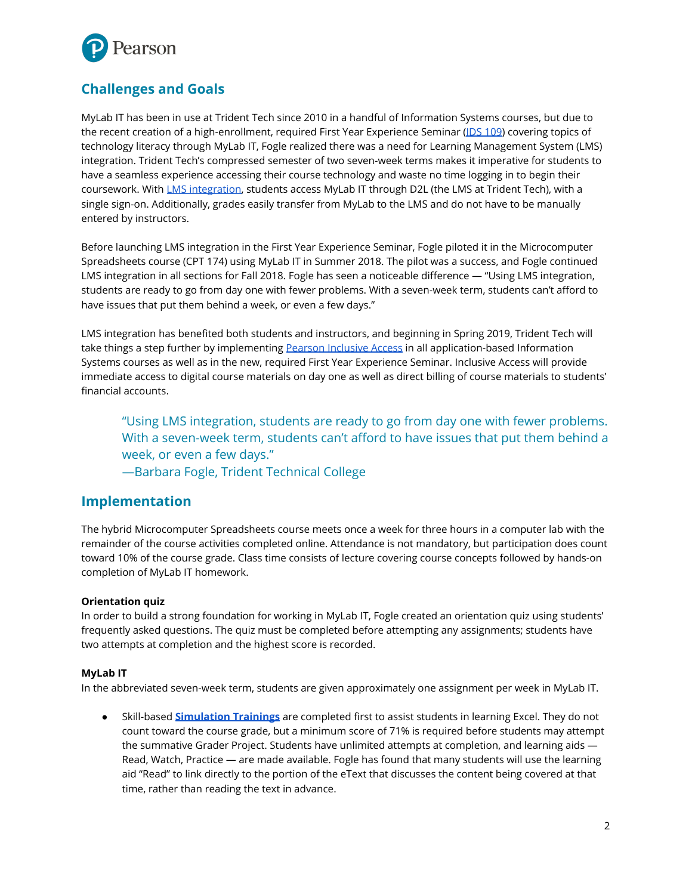## Challenges and Goals

MyLab IT has been in use at Trident Tech since 2010 in a handful of Information Systems courses, but due to the recent creation of a high-enrollment, required First Year Experience Seminar (IDS 109) covering topics of technology literacy through MyLab IT, Fogle realized there was a need for Learning Management System (LMS) integration. Trident Tech's compressed semester of two seven-week terms makes it imperative for students to have a seamless experience accessing their course technology and waste no time logging in to begin their coursework. With LMS integration, students access MyLab IT through D2L (the LMS at Trident Tech), with a single sign-on. Additionally, grades easily transfer from MyLab to the LMS and do not have to be manually entered by instructors.

Before launching LMS integration in the First Year Experience Seminar, Fogle piloted it in the Microcomputer Spreadsheets course (CPT 174) using MyLab IT in Summer 2018. The pilot was a success, and Fogle continued LMS integration in all sections for Fall 2018. Fogle has seen a noticeable difference — "Using LMS integration, students are ready to go from day one with fewer problems. With a seven-week term, students can't afford to have issues that put them behind a week, or even a few days."

LMS integration has benefited both students and instructors, and beginning in Spring 2019, Trident Tech will take things a step further by implementing Pearson Inclusive Access in all application-based Information Systems courses as well as in the new, required First Year Experience Seminar. Inclusive Access will provide immediate access to digital course materials on day one as well as direct billing of course materials to students' financial accounts.

> "Using LMS integration, students are ready to go from day one with fewer problems. With a seven-week term, students can't afford to have issues that put them behind a week, or even a few days."
> —Barbara Fogle, Trident Technical College

## Implementation

The hybrid Microcomputer Spreadsheets course meets once a week for three hours in a computer lab with the remainder of the course activities completed online. Attendance is not mandatory, but participation does count toward 10% of the course grade. Class time consists of lecture covering course concepts followed by hands-on completion of MyLab IT homework.

**Orientation quiz**
In order to build a strong foundation for working in MyLab IT, Fogle created an orientation quiz using students' frequently asked questions. The quiz must be completed before attempting any assignments; students have two attempts at completion and the highest score is recorded.

**MyLab IT**
In the abbreviated seven-week term, students are given approximately one assignment per week in MyLab IT.

- Skill-based **Simulation Trainings** are completed first to assist students in learning Excel. They do not count toward the course grade, but a minimum score of 71% is required before students may attempt the summative Grader Project. Students have unlimited attempts at completion, and learning aids — Read, Watch, Practice — are made available. Fogle has found that many students will use the learning aid "Read" to link directly to the portion of the eText that discusses the content being covered at that time, rather than reading the text in advance.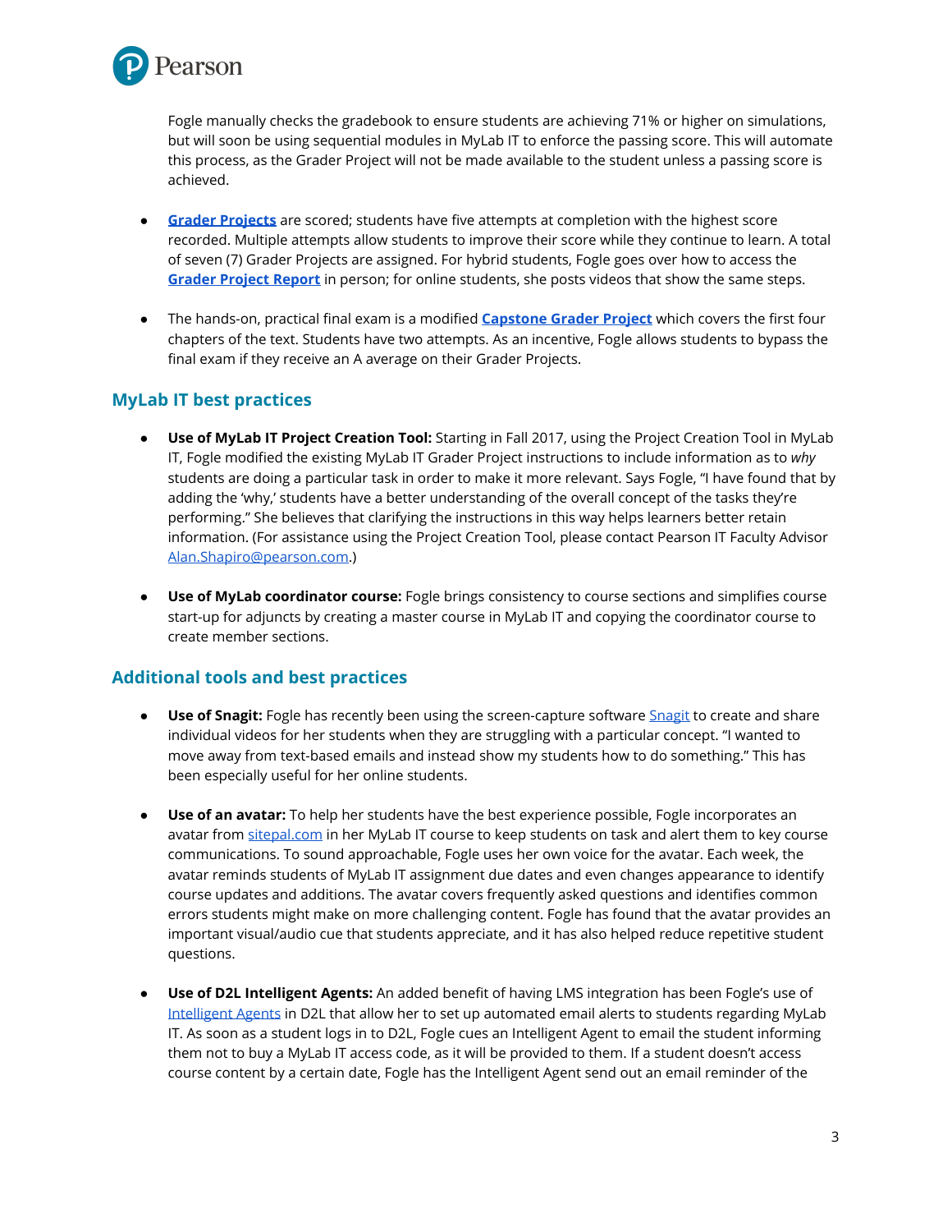Fogle manually checks the gradebook to ensure students are achieving 71% or higher on simulations, but will soon be using sequential modules in MyLab IT to enforce the passing score. This will automate this process, as the Grader Project will not be made available to the student unless a passing score is achieved.

- **Grader Projects** are scored; students have five attempts at completion with the highest score recorded. Multiple attempts allow students to improve their score while they continue to learn. A total of seven (7) Grader Projects are assigned. For hybrid students, Fogle goes over how to access the **Grader Project Report** in person; for online students, she posts videos that show the same steps.

- The hands-on, practical final exam is a modified **Capstone Grader Project** which covers the first four chapters of the text. Students have two attempts. As an incentive, Fogle allows students to bypass the final exam if they receive an A average on their Grader Projects.

## MyLab IT best practices

- **Use of MyLab IT Project Creation Tool:** Starting in Fall 2017, using the Project Creation Tool in MyLab IT, Fogle modified the existing MyLab IT Grader Project instructions to include information as to *why* students are doing a particular task in order to make it more relevant. Says Fogle, "I have found that by adding the 'why,' students have a better understanding of the overall concept of the tasks they're performing." She believes that clarifying the instructions in this way helps learners better retain information. (For assistance using the Project Creation Tool, please contact Pearson IT Faculty Advisor Alan.Shapiro@pearson.com.)

- **Use of MyLab coordinator course:** Fogle brings consistency to course sections and simplifies course start-up for adjuncts by creating a master course in MyLab IT and copying the coordinator course to create member sections.

## Additional tools and best practices

- **Use of Snagit:** Fogle has recently been using the screen-capture software Snagit to create and share individual videos for her students when they are struggling with a particular concept. "I wanted to move away from text-based emails and instead show my students how to do something." This has been especially useful for her online students.

- **Use of an avatar:** To help her students have the best experience possible, Fogle incorporates an avatar from sitepal.com in her MyLab IT course to keep students on task and alert them to key course communications. To sound approachable, Fogle uses her own voice for the avatar. Each week, the avatar reminds students of MyLab IT assignment due dates and even changes appearance to identify course updates and additions. The avatar covers frequently asked questions and identifies common errors students might make on more challenging content. Fogle has found that the avatar provides an important visual/audio cue that students appreciate, and it has also helped reduce repetitive student questions.

- **Use of D2L Intelligent Agents:** An added benefit of having LMS integration has been Fogle's use of Intelligent Agents in D2L that allow her to set up automated email alerts to students regarding MyLab IT. As soon as a student logs in to D2L, Fogle cues an Intelligent Agent to email the student informing them not to buy a MyLab IT access code, as it will be provided to them. If a student doesn't access course content by a certain date, Fogle has the Intelligent Agent send out an email reminder of the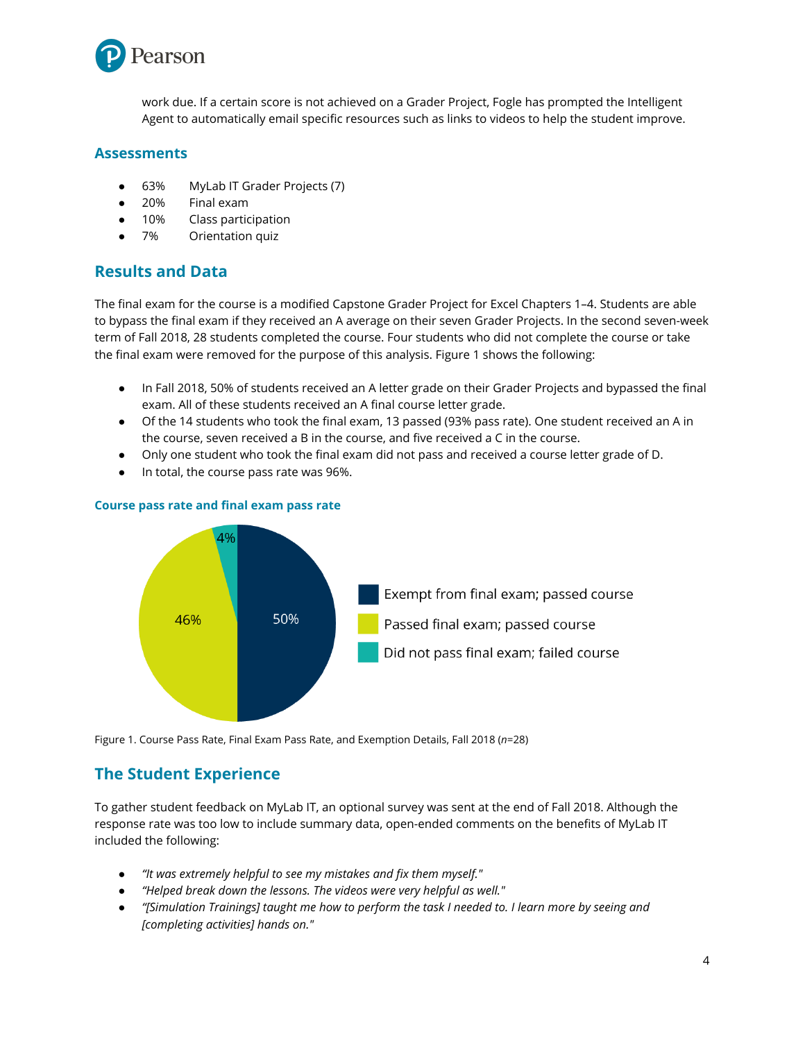work due. If a certain score is not achieved on a Grader Project, Fogle has prompted the Intelligent Agent to automatically email specific resources such as links to videos to help the student improve.

### Assessments

- 63% MyLab IT Grader Projects (7)
- 20% Final exam
- 10% Class participation
- 7% Orientation quiz

## Results and Data

The final exam for the course is a modified Capstone Grader Project for Excel Chapters 1–4. Students are able to bypass the final exam if they received an A average on their seven Grader Projects. In the second seven-week term of Fall 2018, 28 students completed the course. Four students who did not complete the course or take the final exam were removed for the purpose of this analysis. Figure 1 shows the following:

- In Fall 2018, 50% of students received an A letter grade on their Grader Projects and bypassed the final exam. All of these students received an A final course letter grade.
- Of the 14 students who took the final exam, 13 passed (93% pass rate). One student received an A in the course, seven received a B in the course, and five received a C in the course.
- Only one student who took the final exam did not pass and received a course letter grade of D.
- In total, the course pass rate was 96%.

**Course pass rate and final exam pass rate**

| Category | Percentage |
|---|---|
| Exempt from final exam; passed course | 50% |
| Passed final exam; passed course | 46% |
| Did not pass final exam; failed course | 4% |

Figure 1. Course Pass Rate, Final Exam Pass Rate, and Exemption Details, Fall 2018 (*n*=28)

## The Student Experience

To gather student feedback on MyLab IT, an optional survey was sent at the end of Fall 2018. Although the response rate was too low to include summary data, open-ended comments on the benefits of MyLab IT included the following:

- *"It was extremely helpful to see my mistakes and fix them myself."*
- *"Helped break down the lessons. The videos were very helpful as well."*
- *"[Simulation Trainings] taught me how to perform the task I needed to. I learn more by seeing and [completing activities] hands on."*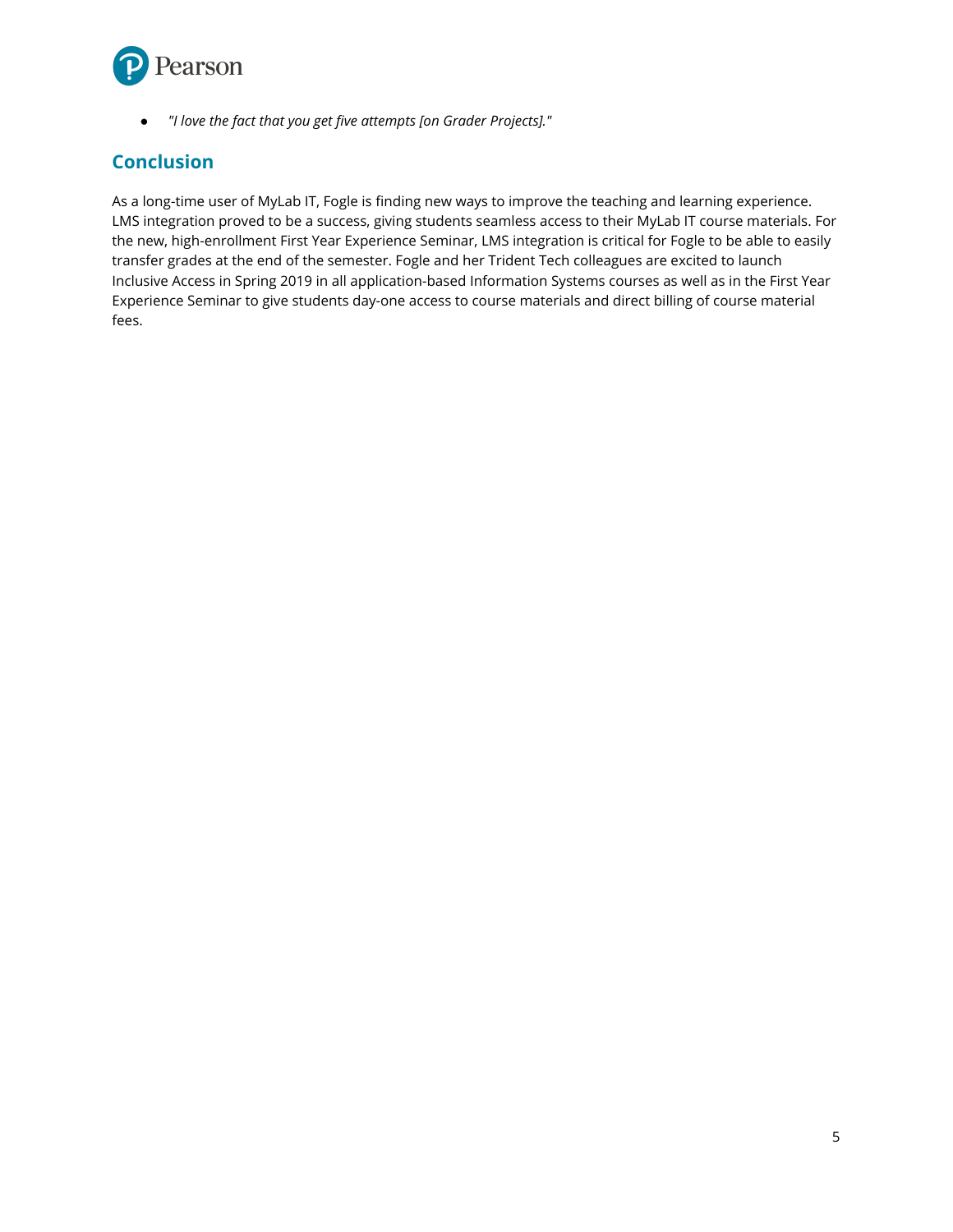- *"I love the fact that you get five attempts [on Grader Projects]."*

## Conclusion

As a long-time user of MyLab IT, Fogle is finding new ways to improve the teaching and learning experience. LMS integration proved to be a success, giving students seamless access to their MyLab IT course materials. For the new, high-enrollment First Year Experience Seminar, LMS integration is critical for Fogle to be able to easily transfer grades at the end of the semester. Fogle and her Trident Tech colleagues are excited to launch Inclusive Access in Spring 2019 in all application-based Information Systems courses as well as in the First Year Experience Seminar to give students day-one access to course materials and direct billing of course material fees.